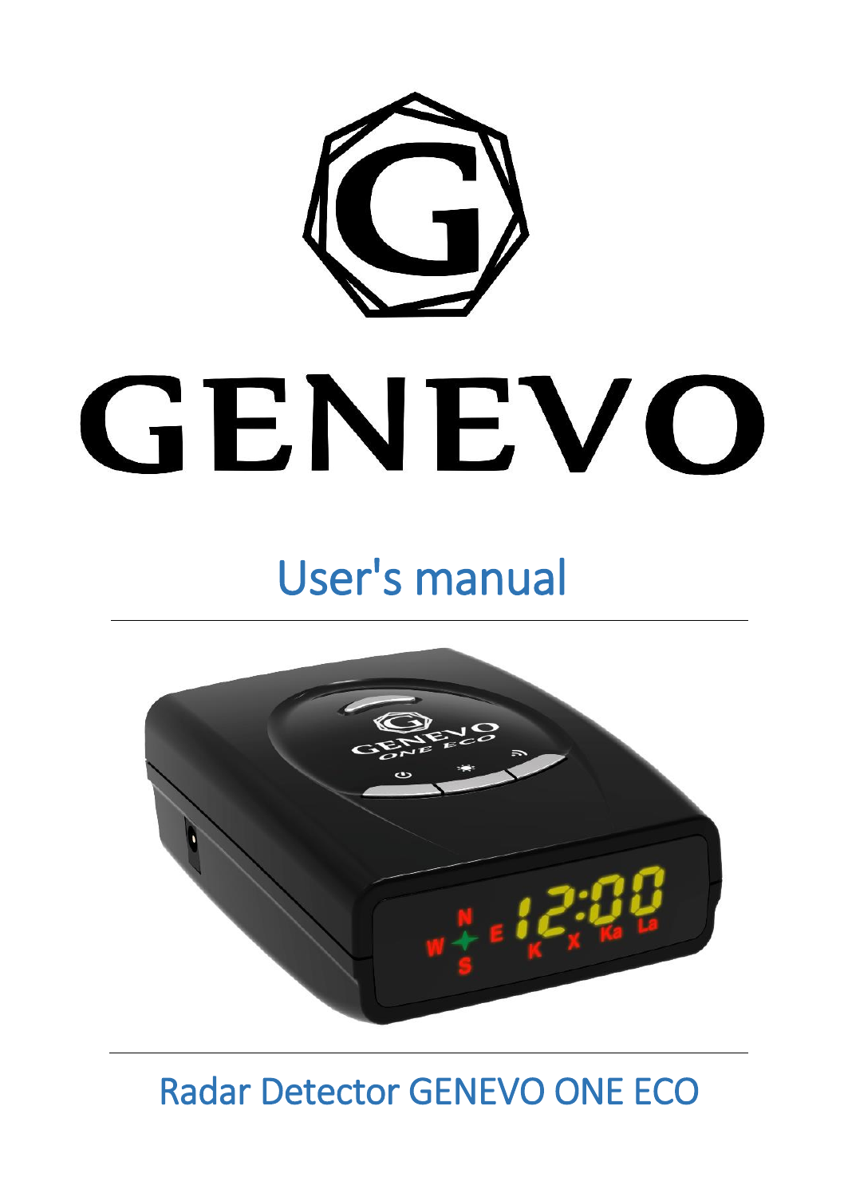# GENEVO

## User's manual

## Radar Detector GENEVO ONE ECO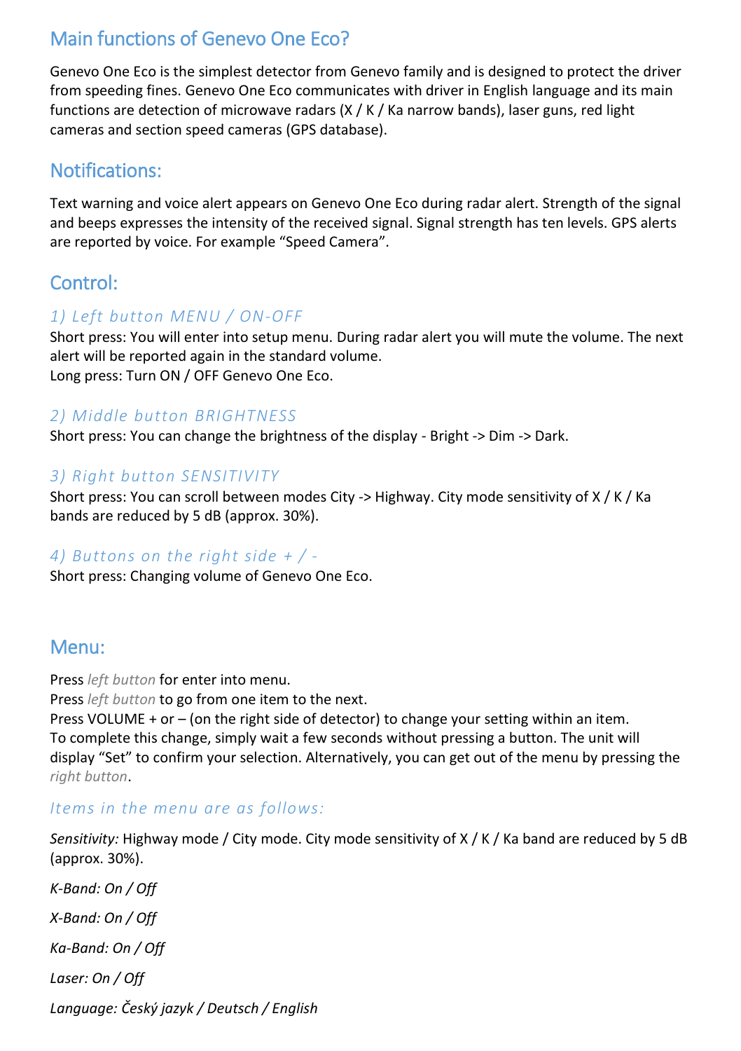## Main functions of Genevo One Eco?

Genevo One Eco is the simplest detector from Genevo family and is designed to protect the driver from speeding fines. Genevo One Eco communicates with driver in English language and its main functions are detection of microwave radars (X / K / Ka narrow bands), laser guns, red light cameras and section speed cameras (GPS database).

## Notifications:

Text warning and voice alert appears on Genevo One Eco during radar alert. Strength of the signal and beeps expresses the intensity of the received signal. Signal strength has ten levels. GPS alerts are reported by voice. For example "Speed Camera".

## Control:

### *1) Left button MENU / ON-OFF*

Short press: You will enter into setup menu. During radar alert you will mute the volume. The next alert will be reported again in the standard volume.
Long press: Turn ON / OFF Genevo One Eco.

### *2) Middle button BRIGHTNESS*

Short press: You can change the brightness of the display - Bright -> Dim -> Dark.

### *3) Right button SENSITIVITY*

Short press: You can scroll between modes City -> Highway. City mode sensitivity of X / K / Ka bands are reduced by 5 dB (approx. 30%).

### *4) Buttons on the right side + / -*

Short press: Changing volume of Genevo One Eco.

## Menu:

Press *left button* for enter into menu.
Press *left button* to go from one item to the next.
Press VOLUME + or – (on the right side of detector) to change your setting within an item.
To complete this change, simply wait a few seconds without pressing a button. The unit will display "Set" to confirm your selection. Alternatively, you can get out of the menu by pressing the *right button*.

### *Items in the menu are as follows:*

*Sensitivity:* Highway mode / City mode. City mode sensitivity of X / K / Ka band are reduced by 5 dB (approx. 30%).

*K-Band: On / Off*

*X-Band: On / Off*

*Ka-Band: On / Off*

*Laser: On / Off*

*Language: Český jazyk / Deutsch / English*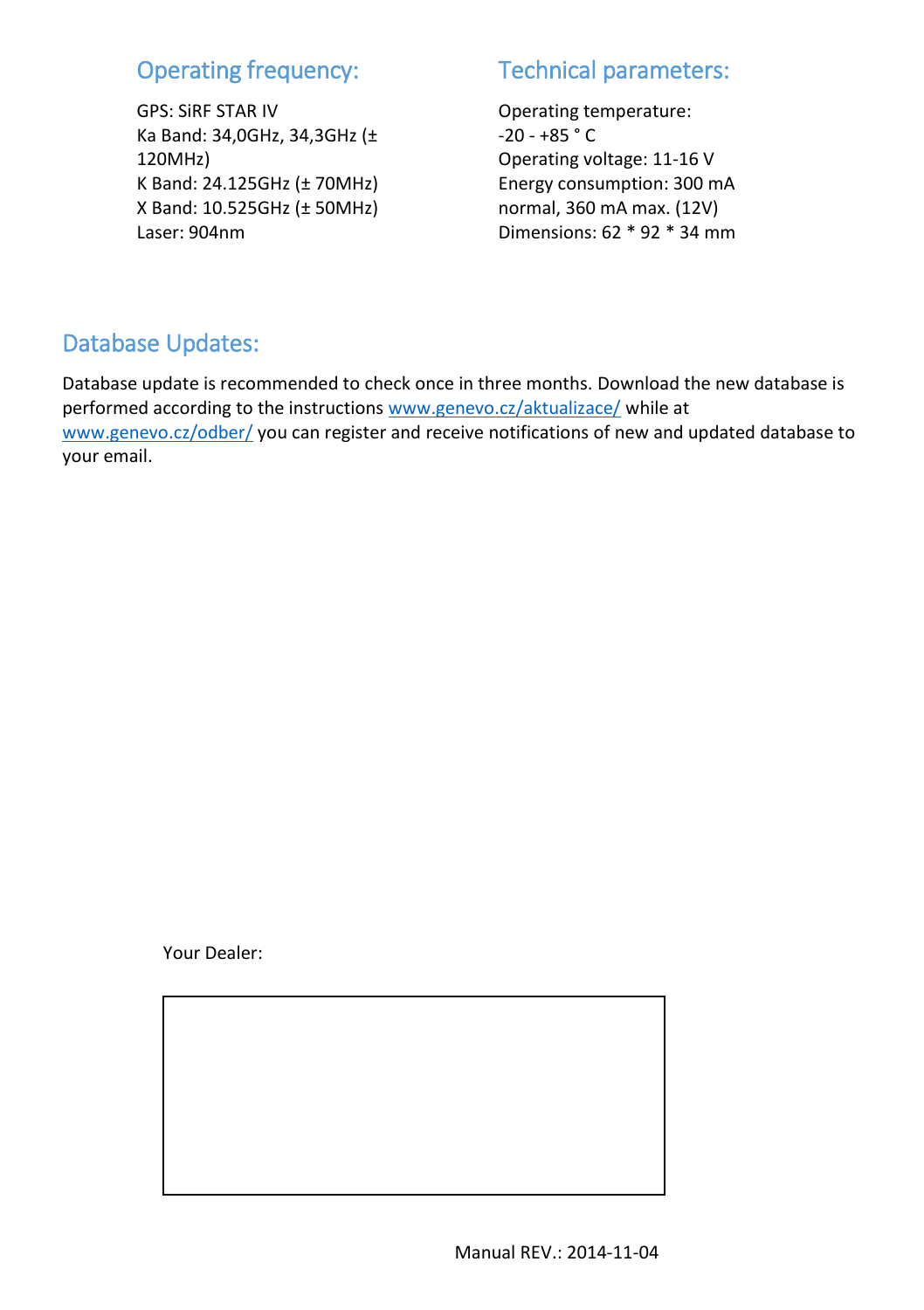## Operating frequency:

GPS: SiRF STAR IV
Ka Band: 34,0GHz, 34,3GHz (± 120MHz)
K Band: 24.125GHz (± 70MHz)
X Band: 10.525GHz (± 50MHz)
Laser: 904nm

## Technical parameters:

Operating temperature:
-20 - +85 ° C
Operating voltage: 11-16 V
Energy consumption: 300 mA normal, 360 mA max. (12V)
Dimensions: 62 * 92 * 34 mm

## Database Updates:

Database update is recommended to check once in three months. Download the new database is performed according to the instructions www.genevo.cz/aktualizace/ while at www.genevo.cz/odber/ you can register and receive notifications of new and updated database to your email.

Your Dealer:

Manual REV.: 2014-11-04